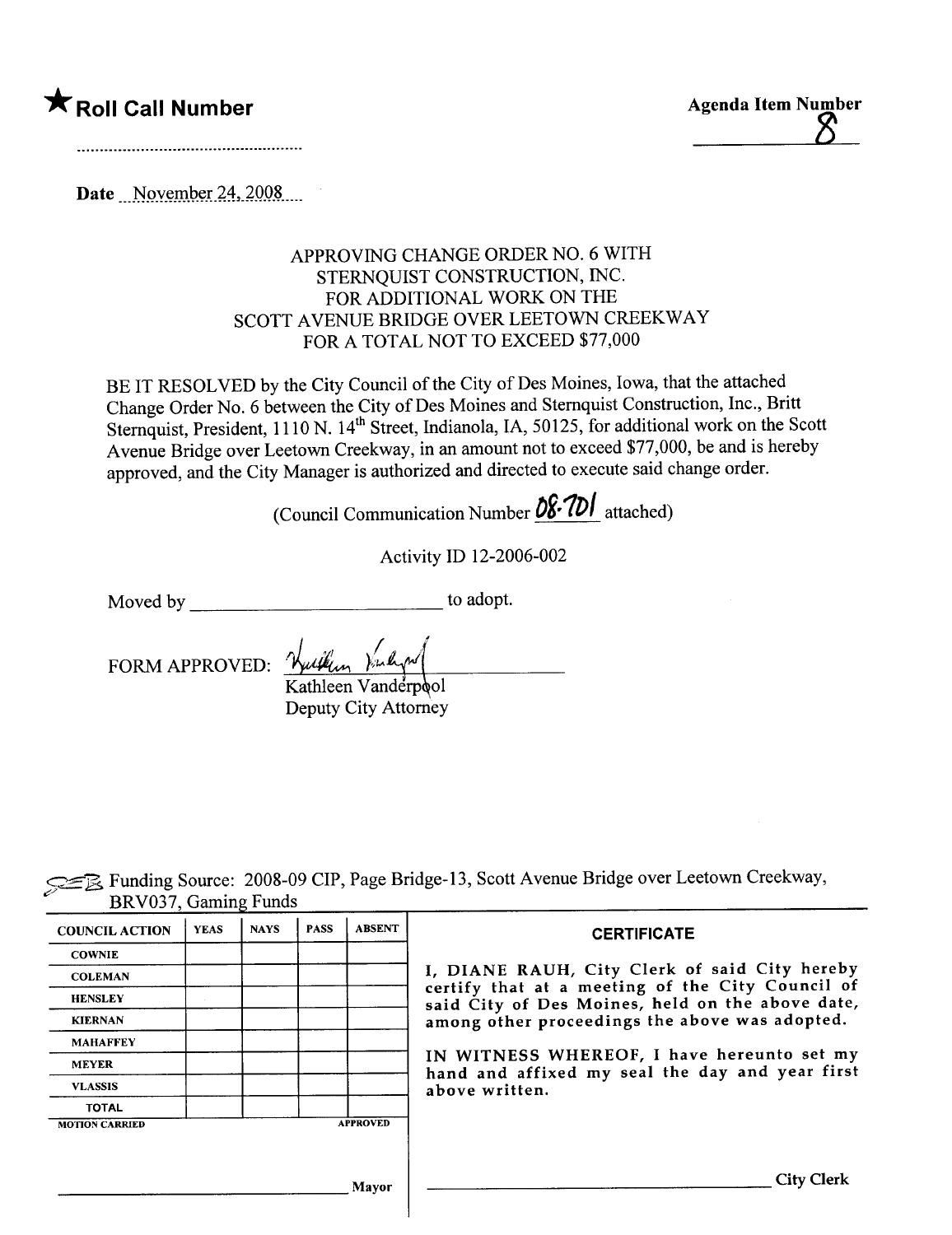★ **Roll Call Number**

.....................................................

**Agenda Item Number**

8

Date November 24, 2008

APPROVING CHANGE ORDER NO. 6 WITH
STERNQUIST CONSTRUCTION, INC.
FOR ADDITIONAL WORK ON THE
SCOTT AVENUE BRIDGE OVER LEETOWN CREEKWAY
FOR A TOTAL NOT TO EXCEED $77,000

BE IT RESOLVED by the City Council of the City of Des Moines, Iowa, that the attached Change Order No. 6 between the City of Des Moines and Sternquist Construction, Inc., Britt Sternquist, President, 1110 N. 14th Street, Indianola, IA, 50125, for additional work on the Scott Avenue Bridge over Leetown Creekway, in an amount not to exceed $77,000, be and is hereby approved, and the City Manager is authorized and directed to execute said change order.

(Council Communication Number 08-701 attached)

Activity ID 12-2006-002

Moved by ________________________ to adopt.

FORM APPROVED: Kathleen Vanderpool
Kathleen Vanderpool
Deputy City Attorney

Funding Source: 2008-09 CIP, Page Bridge-13, Scott Avenue Bridge over Leetown Creekway, BRV037, Gaming Funds

| COUNCIL ACTION | YEAS | NAYS | PASS | ABSENT |
|---|---|---|---|---|
| COWNIE | | | | |
| COLEMAN | | | | |
| HENSLEY | | | | |
| KIERNAN | | | | |
| MAHAFFEY | | | | |
| MEYER | | | | |
| VLASSIS | | | | |
| TOTAL | | | | |

MOTION CARRIED APPROVED

________________________ Mayor

**CERTIFICATE**

I, DIANE RAUH, City Clerk of said City hereby certify that at a meeting of the City Council of said City of Des Moines, held on the above date, among other proceedings the above was adopted.

IN WITNESS WHEREOF, I have hereunto set my hand and affixed my seal the day and year first above written.

________________________ City Clerk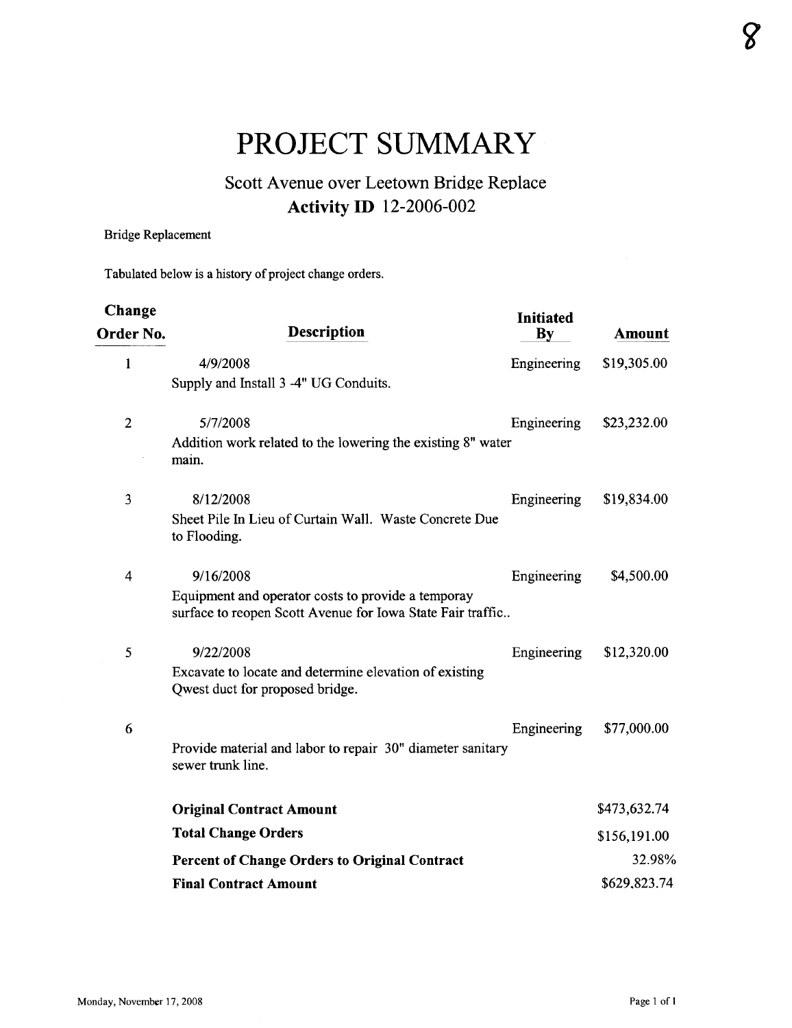8

# PROJECT SUMMARY

## Scott Avenue over Leetown Bridge Replace
### Activity ID 12-2006-002

Bridge Replacement

Tabulated below is a history of project change orders.

| Change Order No. | Description | Initiated By | Amount |
|---|---|---|---|
| 1 | 4/9/2008<br>Supply and Install 3 -4" UG Conduits. | Engineering | $19,305.00 |
| 2 | 5/7/2008<br>Addition work related to the lowering the existing 8" water main. | Engineering | $23,232.00 |
| 3 | 8/12/2008<br>Sheet Pile In Lieu of Curtain Wall. Waste Concrete Due to Flooding. | Engineering | $19,834.00 |
| 4 | 9/16/2008<br>Equipment and operator costs to provide a temporay surface to reopen Scott Avenue for Iowa State Fair traffic.. | Engineering | $4,500.00 |
| 5 | 9/22/2008<br>Excavate to locate and determine elevation of existing Qwest duct for proposed bridge. | Engineering | $12,320.00 |
| 6 | Provide material and labor to repair 30" diameter sanitary sewer trunk line. | Engineering | $77,000.00 |
| | **Original Contract Amount** | | $473,632.74 |
| | **Total Change Orders** | | $156,191.00 |
| | **Percent of Change Orders to Original Contract** | | 32.98% |
| | **Final Contract Amount** | | $629,823.74 |

Monday, November 17, 2008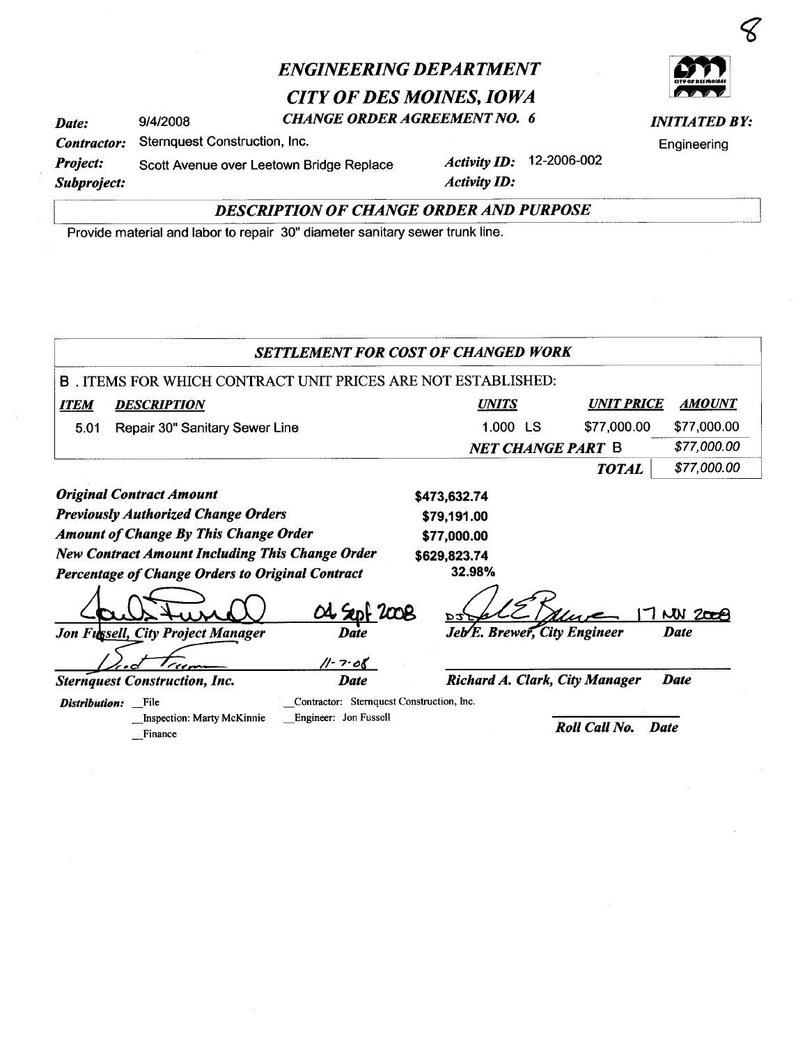8

# ENGINEERING DEPARTMENT

## CITY OF DES MOINES, IOWA

### CHANGE ORDER AGREEMENT NO. 6

***Date:*** 9/4/2008

***INITIATED BY:*** Engineering

***Contractor:*** Sternquest Construction, Inc.

***Project:*** Scott Avenue over Leetown Bridge Replace — ***Activity ID:*** 12-2006-002

***Subproject:*** — ***Activity ID:***

***DESCRIPTION OF CHANGE ORDER AND PURPOSE***

Provide material and labor to repair 30" diameter sanitary sewer trunk line.

***SETTLEMENT FOR COST OF CHANGED WORK***

B . ITEMS FOR WHICH CONTRACT UNIT PRICES ARE NOT ESTABLISHED:

| *ITEM* | *DESCRIPTION* | *UNITS* | *UNIT PRICE* | *AMOUNT* |
|---|---|---|---|---|
| 5.01 | Repair 30" Sanitary Sewer Line | 1.000 LS | $77,000.00 | $77,000.00 |
| | | ***NET CHANGE PART*** B | | $77,000.00 |
| | | | ***TOTAL*** | $77,000.00 |

| | |
|---|---|
| ***Original Contract Amount*** | $473,632.74 |
| ***Previously Authorized Change Orders*** | $79,191.00 |
| ***Amount of Change By This Change Order*** | $77,000.00 |
| ***New Contract Amount Including This Change Order*** | $629,823.74 |
| ***Percentage of Change Orders to Original Contract*** | 32.98% |

***Jon Fussell, City Project Manager*** — ***Date*** 04 Sept 2008

***Jeb E. Brewer, City Engineer*** — ***Date*** 17 NOV 2008

***Sternquest Construction, Inc.*** — ***Date*** 11-7-08

***Richard A. Clark, City Manager*** — ***Date***

***Distribution:*** __File __Inspection: Marty McKinnie __Finance __Contractor: Sternquest Construction, Inc. __Engineer: Jon Fussell

***Roll Call No.*** ***Date***